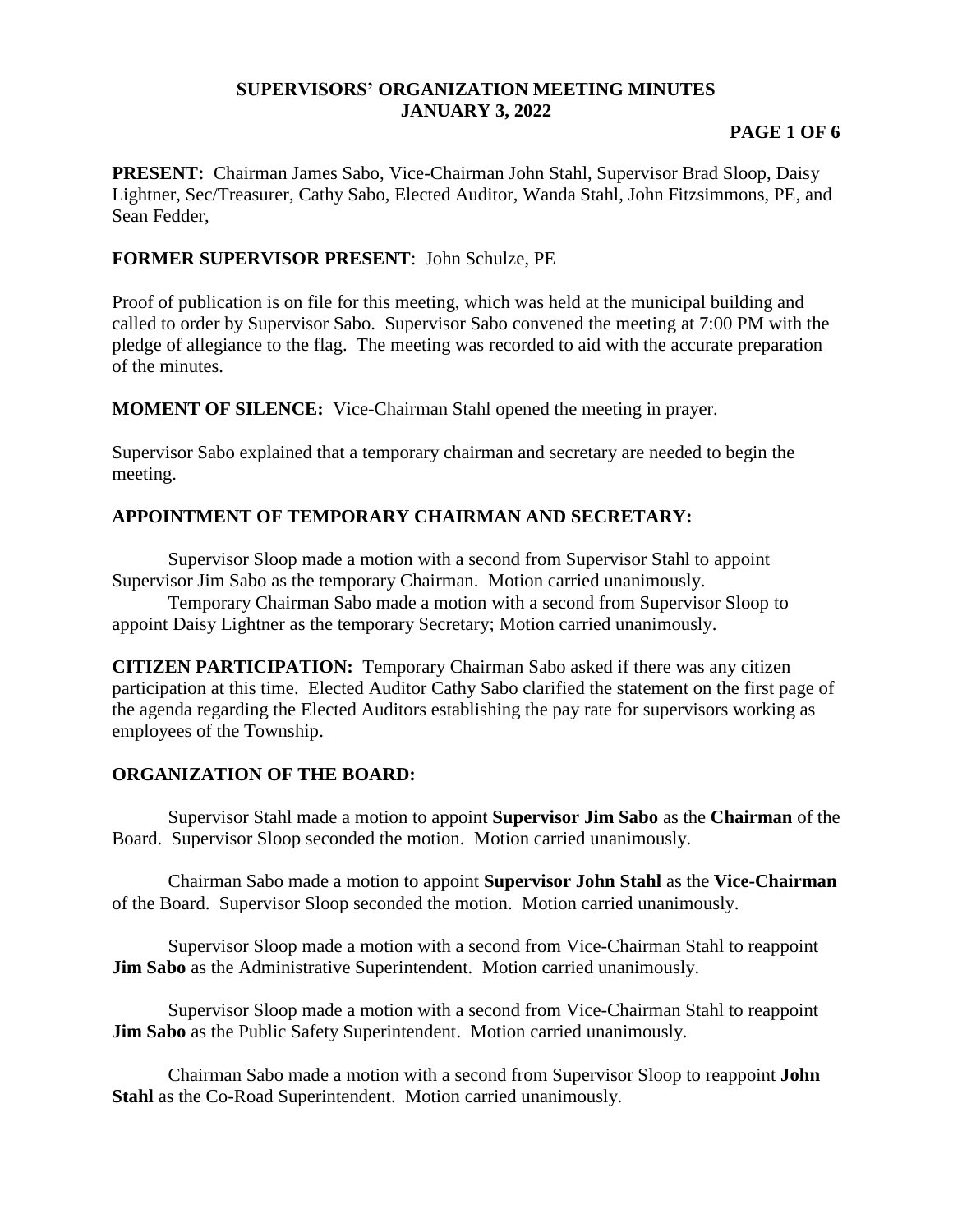# SUPERVISORS' ORGANIZATION MEETING MINUTES
# JANUARY 3, 2022

**PRESENT:** Chairman James Sabo, Vice-Chairman John Stahl, Supervisor Brad Sloop, Daisy Lightner, Sec/Treasurer, Cathy Sabo, Elected Auditor, Wanda Stahl, John Fitzsimmons, PE, and Sean Fedder,

**FORMER SUPERVISOR PRESENT**: John Schulze, PE

Proof of publication is on file for this meeting, which was held at the municipal building and called to order by Supervisor Sabo. Supervisor Sabo convened the meeting at 7:00 PM with the pledge of allegiance to the flag. The meeting was recorded to aid with the accurate preparation of the minutes.

**MOMENT OF SILENCE:** Vice-Chairman Stahl opened the meeting in prayer.

Supervisor Sabo explained that a temporary chairman and secretary are needed to begin the meeting.

## APPOINTMENT OF TEMPORARY CHAIRMAN AND SECRETARY:

Supervisor Sloop made a motion with a second from Supervisor Stahl to appoint Supervisor Jim Sabo as the temporary Chairman. Motion carried unanimously.

Temporary Chairman Sabo made a motion with a second from Supervisor Sloop to appoint Daisy Lightner as the temporary Secretary; Motion carried unanimously.

**CITIZEN PARTICIPATION:** Temporary Chairman Sabo asked if there was any citizen participation at this time. Elected Auditor Cathy Sabo clarified the statement on the first page of the agenda regarding the Elected Auditors establishing the pay rate for supervisors working as employees of the Township.

## ORGANIZATION OF THE BOARD:

Supervisor Stahl made a motion to appoint **Supervisor Jim Sabo** as the **Chairman** of the Board. Supervisor Sloop seconded the motion. Motion carried unanimously.

Chairman Sabo made a motion to appoint **Supervisor John Stahl** as the **Vice-Chairman** of the Board. Supervisor Sloop seconded the motion. Motion carried unanimously.

Supervisor Sloop made a motion with a second from Vice-Chairman Stahl to reappoint **Jim Sabo** as the Administrative Superintendent. Motion carried unanimously.

Supervisor Sloop made a motion with a second from Vice-Chairman Stahl to reappoint **Jim Sabo** as the Public Safety Superintendent. Motion carried unanimously.

Chairman Sabo made a motion with a second from Supervisor Sloop to reappoint **John Stahl** as the Co-Road Superintendent. Motion carried unanimously.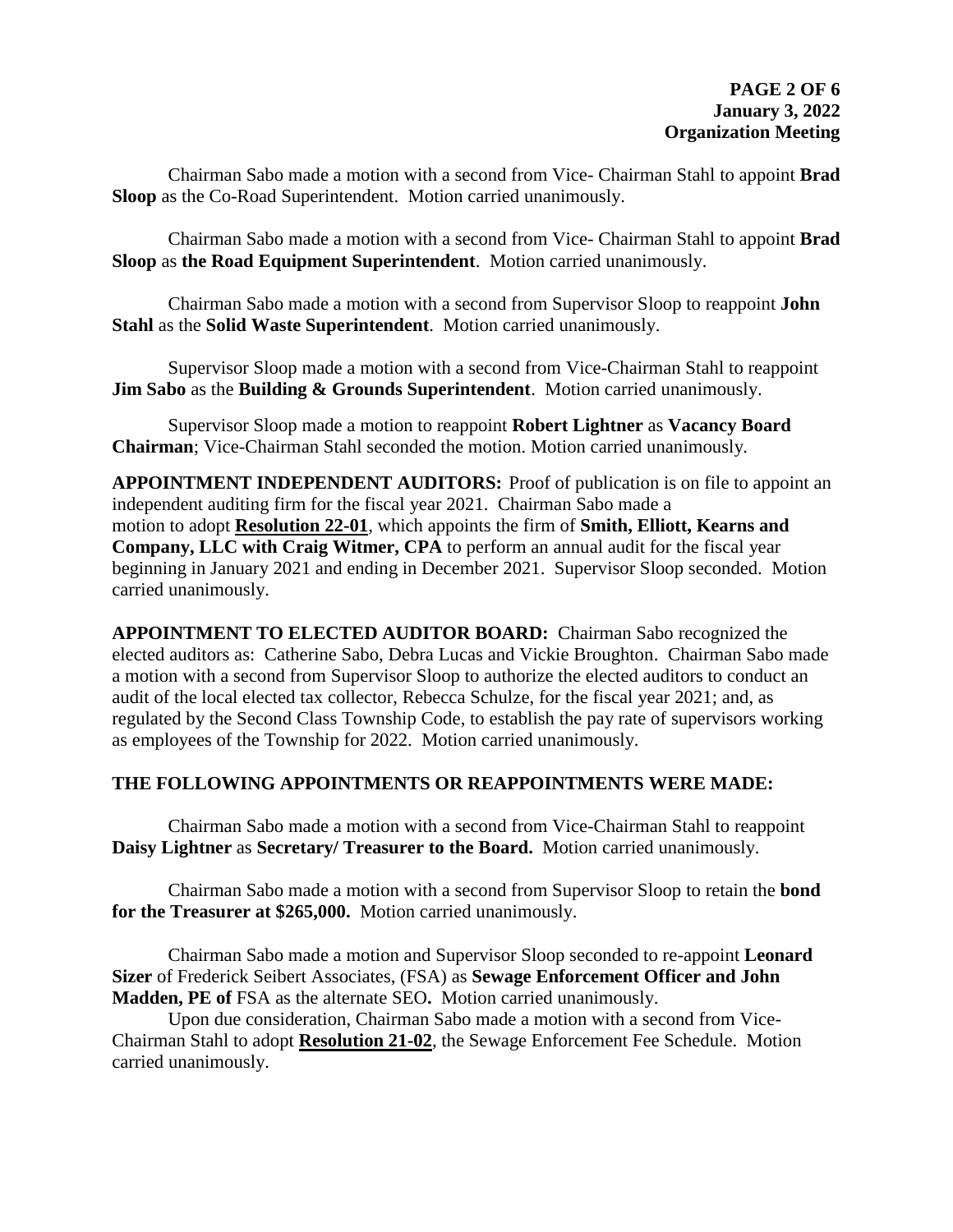Chairman Sabo made a motion with a second from Vice- Chairman Stahl to appoint **Brad Sloop** as the Co-Road Superintendent. Motion carried unanimously.

Chairman Sabo made a motion with a second from Vice- Chairman Stahl to appoint **Brad Sloop** as **the Road Equipment Superintendent**. Motion carried unanimously.

Chairman Sabo made a motion with a second from Supervisor Sloop to reappoint **John Stahl** as the **Solid Waste Superintendent**. Motion carried unanimously.

Supervisor Sloop made a motion with a second from Vice-Chairman Stahl to reappoint **Jim Sabo** as the **Building & Grounds Superintendent**. Motion carried unanimously.

Supervisor Sloop made a motion to reappoint **Robert Lightner** as **Vacancy Board Chairman**; Vice-Chairman Stahl seconded the motion. Motion carried unanimously.

**APPOINTMENT INDEPENDENT AUDITORS:** Proof of publication is on file to appoint an independent auditing firm for the fiscal year 2021. Chairman Sabo made a motion to adopt **Resolution 22-01**, which appoints the firm of **Smith, Elliott, Kearns and Company, LLC with Craig Witmer, CPA** to perform an annual audit for the fiscal year beginning in January 2021 and ending in December 2021. Supervisor Sloop seconded. Motion carried unanimously.

**APPOINTMENT TO ELECTED AUDITOR BOARD:** Chairman Sabo recognized the elected auditors as: Catherine Sabo, Debra Lucas and Vickie Broughton. Chairman Sabo made a motion with a second from Supervisor Sloop to authorize the elected auditors to conduct an audit of the local elected tax collector, Rebecca Schulze, for the fiscal year 2021; and, as regulated by the Second Class Township Code, to establish the pay rate of supervisors working as employees of the Township for 2022. Motion carried unanimously.

**THE FOLLOWING APPOINTMENTS OR REAPPOINTMENTS WERE MADE:**

Chairman Sabo made a motion with a second from Vice-Chairman Stahl to reappoint **Daisy Lightner** as **Secretary/ Treasurer to the Board.** Motion carried unanimously.

Chairman Sabo made a motion with a second from Supervisor Sloop to retain the **bond for the Treasurer at $265,000.** Motion carried unanimously.

Chairman Sabo made a motion and Supervisor Sloop seconded to re-appoint **Leonard Sizer** of Frederick Seibert Associates, (FSA) as **Sewage Enforcement Officer and John Madden, PE of** FSA as the alternate SEO**.** Motion carried unanimously.

Upon due consideration, Chairman Sabo made a motion with a second from Vice-Chairman Stahl to adopt **Resolution 21-02**, the Sewage Enforcement Fee Schedule. Motion carried unanimously.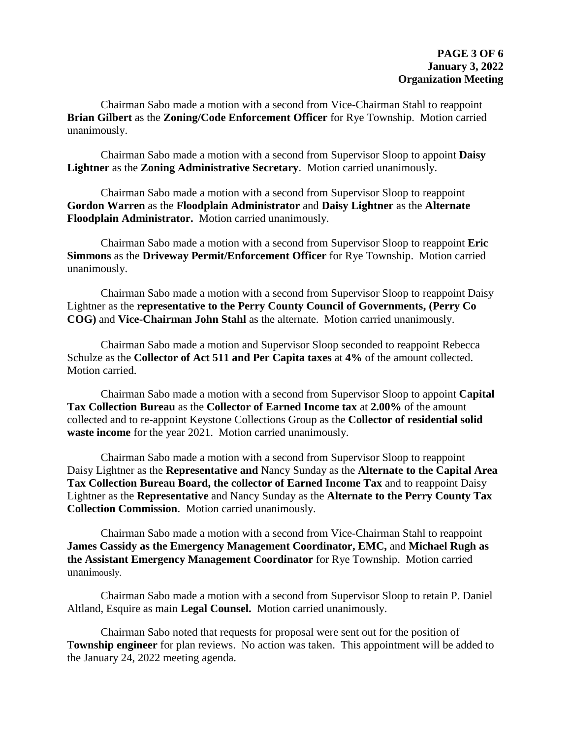Chairman Sabo made a motion with a second from Vice-Chairman Stahl to reappoint **Brian Gilbert** as the **Zoning/Code Enforcement Officer** for Rye Township. Motion carried unanimously.

Chairman Sabo made a motion with a second from Supervisor Sloop to appoint **Daisy Lightner** as the **Zoning Administrative Secretary**. Motion carried unanimously.

Chairman Sabo made a motion with a second from Supervisor Sloop to reappoint **Gordon Warren** as the **Floodplain Administrator** and **Daisy Lightner** as the **Alternate Floodplain Administrator.** Motion carried unanimously.

Chairman Sabo made a motion with a second from Supervisor Sloop to reappoint **Eric Simmons** as the **Driveway Permit/Enforcement Officer** for Rye Township. Motion carried unanimously.

Chairman Sabo made a motion with a second from Supervisor Sloop to reappoint Daisy Lightner as the **representative to the Perry County Council of Governments, (Perry Co COG)** and **Vice-Chairman John Stahl** as the alternate. Motion carried unanimously.

Chairman Sabo made a motion and Supervisor Sloop seconded to reappoint Rebecca Schulze as the **Collector of Act 511 and Per Capita taxes** at **4%** of the amount collected. Motion carried.

Chairman Sabo made a motion with a second from Supervisor Sloop to appoint **Capital Tax Collection Bureau** as the **Collector of Earned Income tax** at **2.00%** of the amount collected and to re-appoint Keystone Collections Group as the **Collector of residential solid waste income** for the year 2021. Motion carried unanimously.

Chairman Sabo made a motion with a second from Supervisor Sloop to reappoint Daisy Lightner as the **Representative and** Nancy Sunday as the **Alternate to the Capital Area Tax Collection Bureau Board, the collector of Earned Income Tax** and to reappoint Daisy Lightner as the **Representative** and Nancy Sunday as the **Alternate to the Perry County Tax Collection Commission**. Motion carried unanimously.

Chairman Sabo made a motion with a second from Vice-Chairman Stahl to reappoint **James Cassidy as the Emergency Management Coordinator, EMC,** and **Michael Rugh as the Assistant Emergency Management Coordinator** for Rye Township. Motion carried unanimously.

Chairman Sabo made a motion with a second from Supervisor Sloop to retain P. Daniel Altland, Esquire as main **Legal Counsel.** Motion carried unanimously.

Chairman Sabo noted that requests for proposal were sent out for the position of T**ownship engineer** for plan reviews. No action was taken. This appointment will be added to the January 24, 2022 meeting agenda.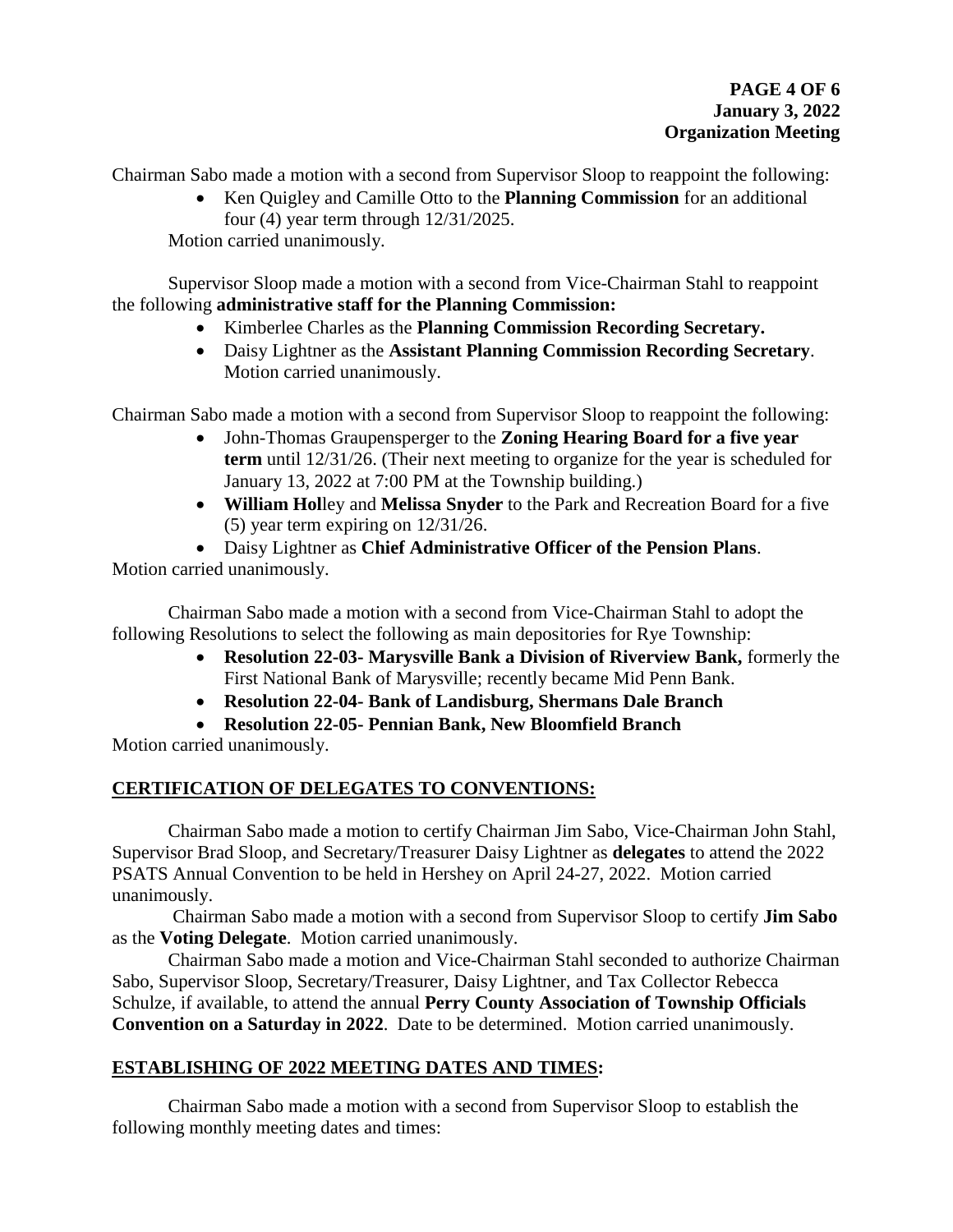Chairman Sabo made a motion with a second from Supervisor Sloop to reappoint the following:

- Ken Quigley and Camille Otto to the **Planning Commission** for an additional four (4) year term through 12/31/2025.

Motion carried unanimously.

Supervisor Sloop made a motion with a second from Vice-Chairman Stahl to reappoint the following **administrative staff for the Planning Commission:**

- Kimberlee Charles as the **Planning Commission Recording Secretary.**
- Daisy Lightner as the **Assistant Planning Commission Recording Secretary**. Motion carried unanimously.

Chairman Sabo made a motion with a second from Supervisor Sloop to reappoint the following:

- John-Thomas Graupensperger to the **Zoning Hearing Board for a five year term** until 12/31/26. (Their next meeting to organize for the year is scheduled for January 13, 2022 at 7:00 PM at the Township building.)
- **William Hol**ley and **Melissa Snyder** to the Park and Recreation Board for a five (5) year term expiring on 12/31/26.
- Daisy Lightner as **Chief Administrative Officer of the Pension Plans**.

Motion carried unanimously.

Chairman Sabo made a motion with a second from Vice-Chairman Stahl to adopt the following Resolutions to select the following as main depositories for Rye Township:

- **Resolution 22-03- Marysville Bank a Division of Riverview Bank,** formerly the First National Bank of Marysville; recently became Mid Penn Bank.
- **Resolution 22-04- Bank of Landisburg, Shermans Dale Branch**
- **Resolution 22-05- Pennian Bank, New Bloomfield Branch**

Motion carried unanimously.

## CERTIFICATION OF DELEGATES TO CONVENTIONS:

Chairman Sabo made a motion to certify Chairman Jim Sabo, Vice-Chairman John Stahl, Supervisor Brad Sloop, and Secretary/Treasurer Daisy Lightner as **delegates** to attend the 2022 PSATS Annual Convention to be held in Hershey on April 24-27, 2022. Motion carried unanimously.

Chairman Sabo made a motion with a second from Supervisor Sloop to certify **Jim Sabo** as the **Voting Delegate**. Motion carried unanimously.

Chairman Sabo made a motion and Vice-Chairman Stahl seconded to authorize Chairman Sabo, Supervisor Sloop, Secretary/Treasurer, Daisy Lightner, and Tax Collector Rebecca Schulze, if available, to attend the annual **Perry County Association of Township Officials Convention on a Saturday in 2022**. Date to be determined. Motion carried unanimously.

## ESTABLISHING OF 2022 MEETING DATES AND TIMES:

Chairman Sabo made a motion with a second from Supervisor Sloop to establish the following monthly meeting dates and times: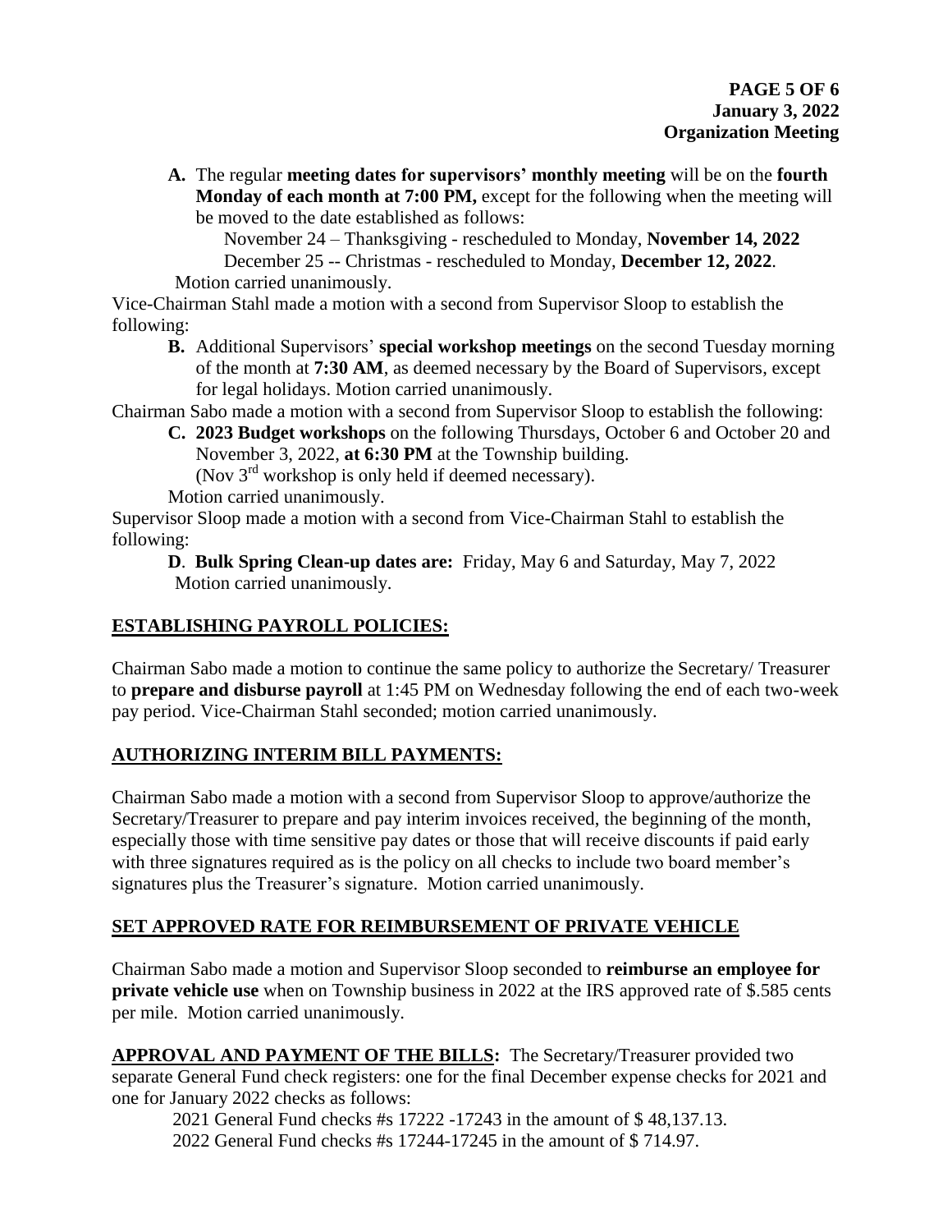A. The regular **meeting dates for supervisors' monthly meeting** will be on the **fourth Monday of each month at 7:00 PM,** except for the following when the meeting will be moved to the date established as follows:

November 24 – Thanksgiving - rescheduled to Monday, **November 14, 2022**

December 25 -- Christmas - rescheduled to Monday, **December 12, 2022**.

Motion carried unanimously.

Vice-Chairman Stahl made a motion with a second from Supervisor Sloop to establish the following:

B. Additional Supervisors' **special workshop meetings** on the second Tuesday morning of the month at **7:30 AM**, as deemed necessary by the Board of Supervisors, except for legal holidays. Motion carried unanimously.

Chairman Sabo made a motion with a second from Supervisor Sloop to establish the following:

C. **2023 Budget workshops** on the following Thursdays, October 6 and October 20 and November 3, 2022, **at 6:30 PM** at the Township building.
(Nov 3rd workshop is only held if deemed necessary).

Motion carried unanimously.

Supervisor Sloop made a motion with a second from Vice-Chairman Stahl to establish the following:

**D**. **Bulk Spring Clean-up dates are:** Friday, May 6 and Saturday, May 7, 2022

Motion carried unanimously.

## ESTABLISHING PAYROLL POLICIES:

Chairman Sabo made a motion to continue the same policy to authorize the Secretary/ Treasurer to **prepare and disburse payroll** at 1:45 PM on Wednesday following the end of each two-week pay period. Vice-Chairman Stahl seconded; motion carried unanimously.

## AUTHORIZING INTERIM BILL PAYMENTS:

Chairman Sabo made a motion with a second from Supervisor Sloop to approve/authorize the Secretary/Treasurer to prepare and pay interim invoices received, the beginning of the month, especially those with time sensitive pay dates or those that will receive discounts if paid early with three signatures required as is the policy on all checks to include two board member's signatures plus the Treasurer's signature. Motion carried unanimously.

## SET APPROVED RATE FOR REIMBURSEMENT OF PRIVATE VEHICLE

Chairman Sabo made a motion and Supervisor Sloop seconded to **reimburse an employee for private vehicle use** when on Township business in 2022 at the IRS approved rate of $.585 cents per mile. Motion carried unanimously.

**APPROVAL AND PAYMENT OF THE BILLS:** The Secretary/Treasurer provided two separate General Fund check registers: one for the final December expense checks for 2021 and one for January 2022 checks as follows:

2021 General Fund checks #s 17222 -17243 in the amount of $ 48,137.13.

2022 General Fund checks #s 17244-17245 in the amount of $ 714.97.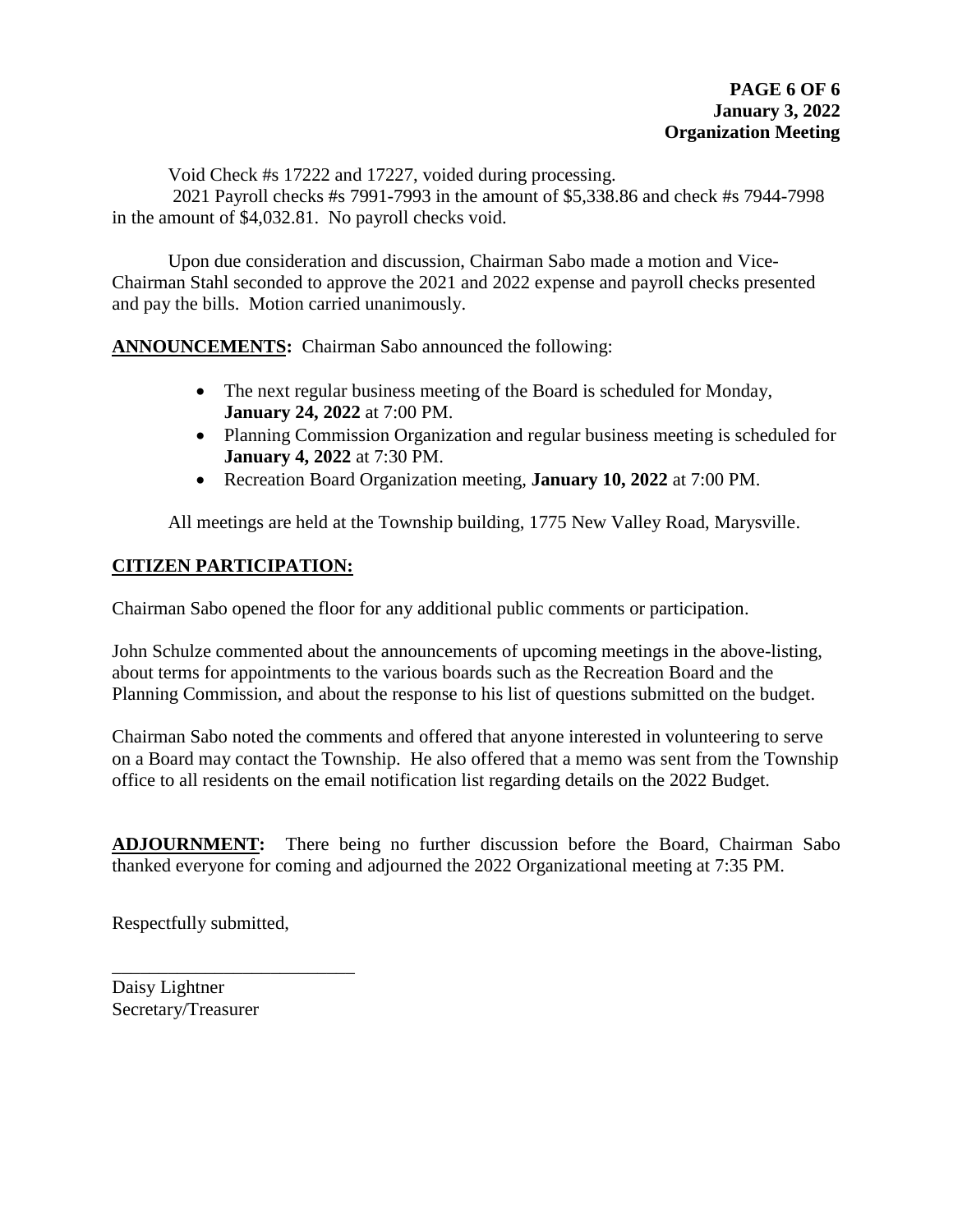Void Check #s 17222 and 17227, voided during processing.

2021 Payroll checks #s 7991-7993 in the amount of $5,338.86 and check #s 7944-7998 in the amount of $4,032.81. No payroll checks void.

Upon due consideration and discussion, Chairman Sabo made a motion and Vice-Chairman Stahl seconded to approve the 2021 and 2022 expense and payroll checks presented and pay the bills. Motion carried unanimously.

**ANNOUNCEMENTS:** Chairman Sabo announced the following:

- The next regular business meeting of the Board is scheduled for Monday, **January 24, 2022** at 7:00 PM.
- Planning Commission Organization and regular business meeting is scheduled for **January 4, 2022** at 7:30 PM.
- Recreation Board Organization meeting, **January 10, 2022** at 7:00 PM.

All meetings are held at the Township building, 1775 New Valley Road, Marysville.

**CITIZEN PARTICIPATION:**

Chairman Sabo opened the floor for any additional public comments or participation.

John Schulze commented about the announcements of upcoming meetings in the above-listing, about terms for appointments to the various boards such as the Recreation Board and the Planning Commission, and about the response to his list of questions submitted on the budget.

Chairman Sabo noted the comments and offered that anyone interested in volunteering to serve on a Board may contact the Township. He also offered that a memo was sent from the Township office to all residents on the email notification list regarding details on the 2022 Budget.

**ADJOURNMENT:** There being no further discussion before the Board, Chairman Sabo thanked everyone for coming and adjourned the 2022 Organizational meeting at 7:35 PM.

Respectfully submitted,

___________________________

Daisy Lightner
Secretary/Treasurer